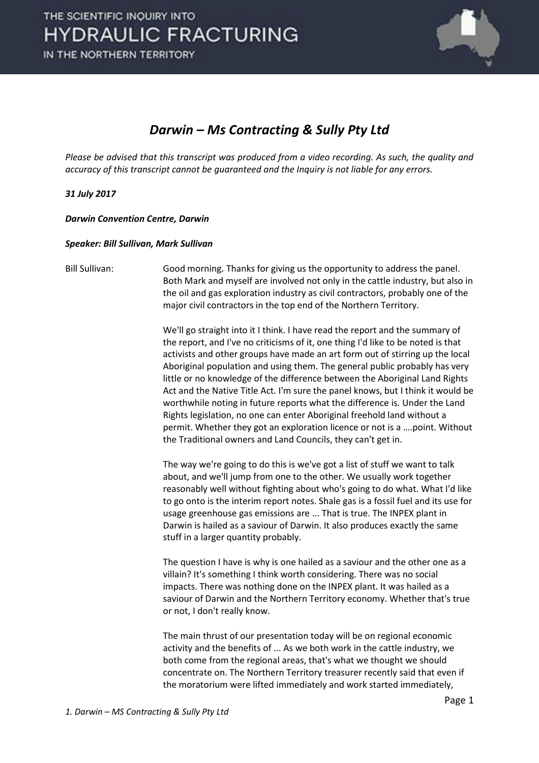## *Darwin – Ms Contracting & Sully Pty Ltd*

*Please be advised that this transcript was produced from a video recording. As such, the quality and accuracy of this transcript cannot be guaranteed and the Inquiry is not liable for any errors.*

***31 July 2017***

***Darwin Convention Centre, Darwin***

***Speaker: Bill Sullivan, Mark Sullivan***

Bill Sullivan: Good morning. Thanks for giving us the opportunity to address the panel. Both Mark and myself are involved not only in the cattle industry, but also in the oil and gas exploration industry as civil contractors, probably one of the major civil contractors in the top end of the Northern Territory.

We'll go straight into it I think. I have read the report and the summary of the report, and I've no criticisms of it, one thing I'd like to be noted is that activists and other groups have made an art form out of stirring up the local Aboriginal population and using them. The general public probably has very little or no knowledge of the difference between the Aboriginal Land Rights Act and the Native Title Act. I'm sure the panel knows, but I think it would be worthwhile noting in future reports what the difference is. Under the Land Rights legislation, no one can enter Aboriginal freehold land without a permit. Whether they got an exploration licence or not is a ….point. Without the Traditional owners and Land Councils, they can't get in.

The way we're going to do this is we've got a list of stuff we want to talk about, and we'll jump from one to the other. We usually work together reasonably well without fighting about who's going to do what. What I'd like to go onto is the interim report notes. Shale gas is a fossil fuel and its use for usage greenhouse gas emissions are ... That is true. The INPEX plant in Darwin is hailed as a saviour of Darwin. It also produces exactly the same stuff in a larger quantity probably.

The question I have is why is one hailed as a saviour and the other one as a villain? It's something I think worth considering. There was no social impacts. There was nothing done on the INPEX plant. It was hailed as a saviour of Darwin and the Northern Territory economy. Whether that's true or not, I don't really know.

The main thrust of our presentation today will be on regional economic activity and the benefits of ... As we both work in the cattle industry, we both come from the regional areas, that's what we thought we should concentrate on. The Northern Territory treasurer recently said that even if the moratorium were lifted immediately and work started immediately,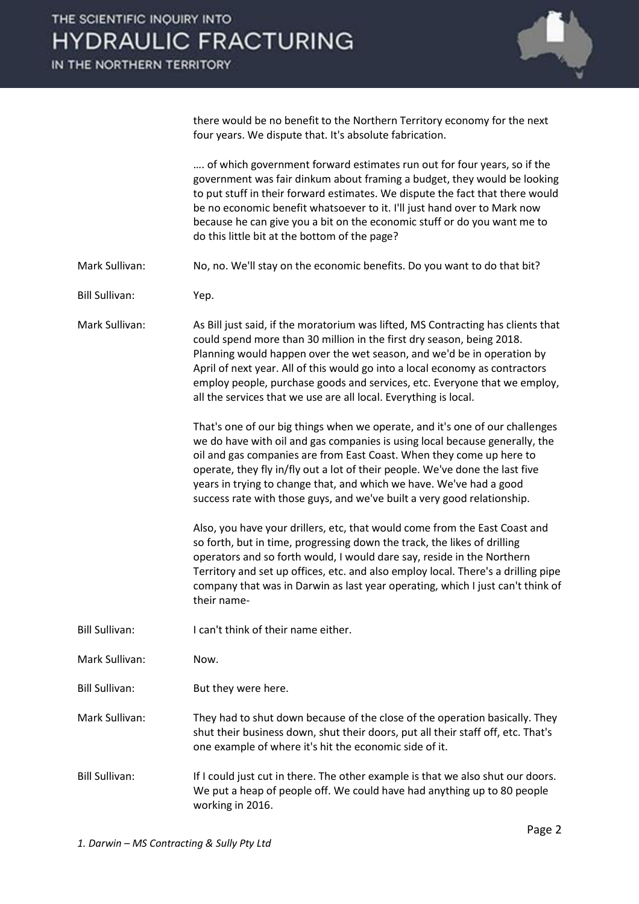there would be no benefit to the Northern Territory economy for the next four years. We dispute that. It's absolute fabrication.

…. of which government forward estimates run out for four years, so if the government was fair dinkum about framing a budget, they would be looking to put stuff in their forward estimates. We dispute the fact that there would be no economic benefit whatsoever to it. I'll just hand over to Mark now because he can give you a bit on the economic stuff or do you want me to do this little bit at the bottom of the page?

**Mark Sullivan:** No, no. We'll stay on the economic benefits. Do you want to do that bit?

**Bill Sullivan:** Yep.

**Mark Sullivan:** As Bill just said, if the moratorium was lifted, MS Contracting has clients that could spend more than 30 million in the first dry season, being 2018. Planning would happen over the wet season, and we'd be in operation by April of next year. All of this would go into a local economy as contractors employ people, purchase goods and services, etc. Everyone that we employ, all the services that we use are all local. Everything is local.

That's one of our big things when we operate, and it's one of our challenges we do have with oil and gas companies is using local because generally, the oil and gas companies are from East Coast. When they come up here to operate, they fly in/fly out a lot of their people. We've done the last five years in trying to change that, and which we have. We've had a good success rate with those guys, and we've built a very good relationship.

Also, you have your drillers, etc, that would come from the East Coast and so forth, but in time, progressing down the track, the likes of drilling operators and so forth would, I would dare say, reside in the Northern Territory and set up offices, etc. and also employ local. There's a drilling pipe company that was in Darwin as last year operating, which I just can't think of their name-

**Bill Sullivan:** I can't think of their name either.

**Mark Sullivan:** Now.

**Bill Sullivan:** But they were here.

**Mark Sullivan:** They had to shut down because of the close of the operation basically. They shut their business down, shut their doors, put all their staff off, etc. That's one example of where it's hit the economic side of it.

**Bill Sullivan:** If I could just cut in there. The other example is that we also shut our doors. We put a heap of people off. We could have had anything up to 80 people working in 2016.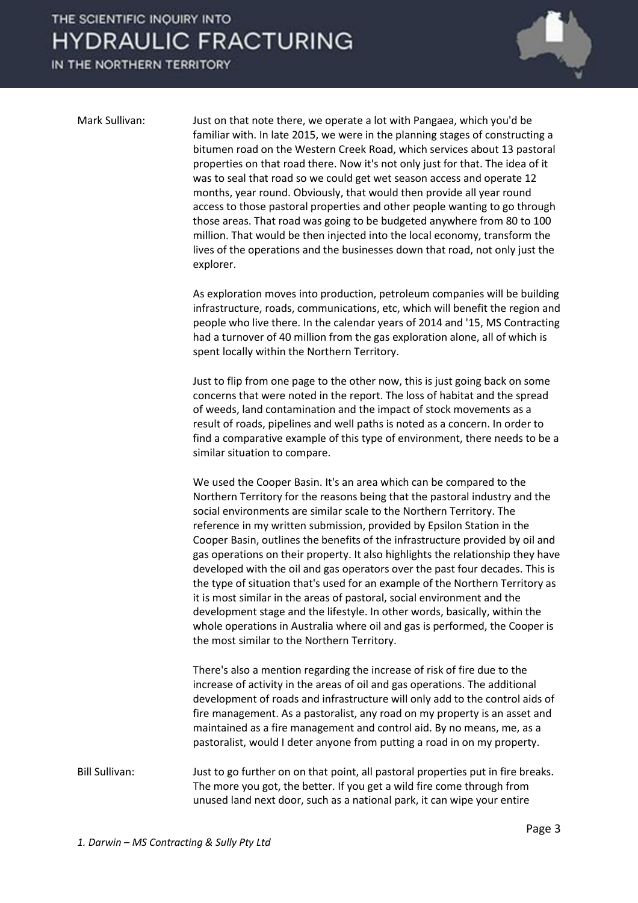Mark Sullivan: Just on that note there, we operate a lot with Pangaea, which you'd be familiar with. In late 2015, we were in the planning stages of constructing a bitumen road on the Western Creek Road, which services about 13 pastoral properties on that road there. Now it's not only just for that. The idea of it was to seal that road so we could get wet season access and operate 12 months, year round. Obviously, that would then provide all year round access to those pastoral properties and other people wanting to go through those areas. That road was going to be budgeted anywhere from 80 to 100 million. That would be then injected into the local economy, transform the lives of the operations and the businesses down that road, not only just the explorer.

As exploration moves into production, petroleum companies will be building infrastructure, roads, communications, etc, which will benefit the region and people who live there. In the calendar years of 2014 and '15, MS Contracting had a turnover of 40 million from the gas exploration alone, all of which is spent locally within the Northern Territory.

Just to flip from one page to the other now, this is just going back on some concerns that were noted in the report. The loss of habitat and the spread of weeds, land contamination and the impact of stock movements as a result of roads, pipelines and well paths is noted as a concern. In order to find a comparative example of this type of environment, there needs to be a similar situation to compare.

We used the Cooper Basin. It's an area which can be compared to the Northern Territory for the reasons being that the pastoral industry and the social environments are similar scale to the Northern Territory. The reference in my written submission, provided by Epsilon Station in the Cooper Basin, outlines the benefits of the infrastructure provided by oil and gas operations on their property. It also highlights the relationship they have developed with the oil and gas operators over the past four decades. This is the type of situation that's used for an example of the Northern Territory as it is most similar in the areas of pastoral, social environment and the development stage and the lifestyle. In other words, basically, within the whole operations in Australia where oil and gas is performed, the Cooper is the most similar to the Northern Territory.

There's also a mention regarding the increase of risk of fire due to the increase of activity in the areas of oil and gas operations. The additional development of roads and infrastructure will only add to the control aids of fire management. As a pastoralist, any road on my property is an asset and maintained as a fire management and control aid. By no means, me, as a pastoralist, would I deter anyone from putting a road in on my property.

Bill Sullivan: Just to go further on on that point, all pastoral properties put in fire breaks. The more you got, the better. If you get a wild fire come through from unused land next door, such as a national park, it can wipe your entire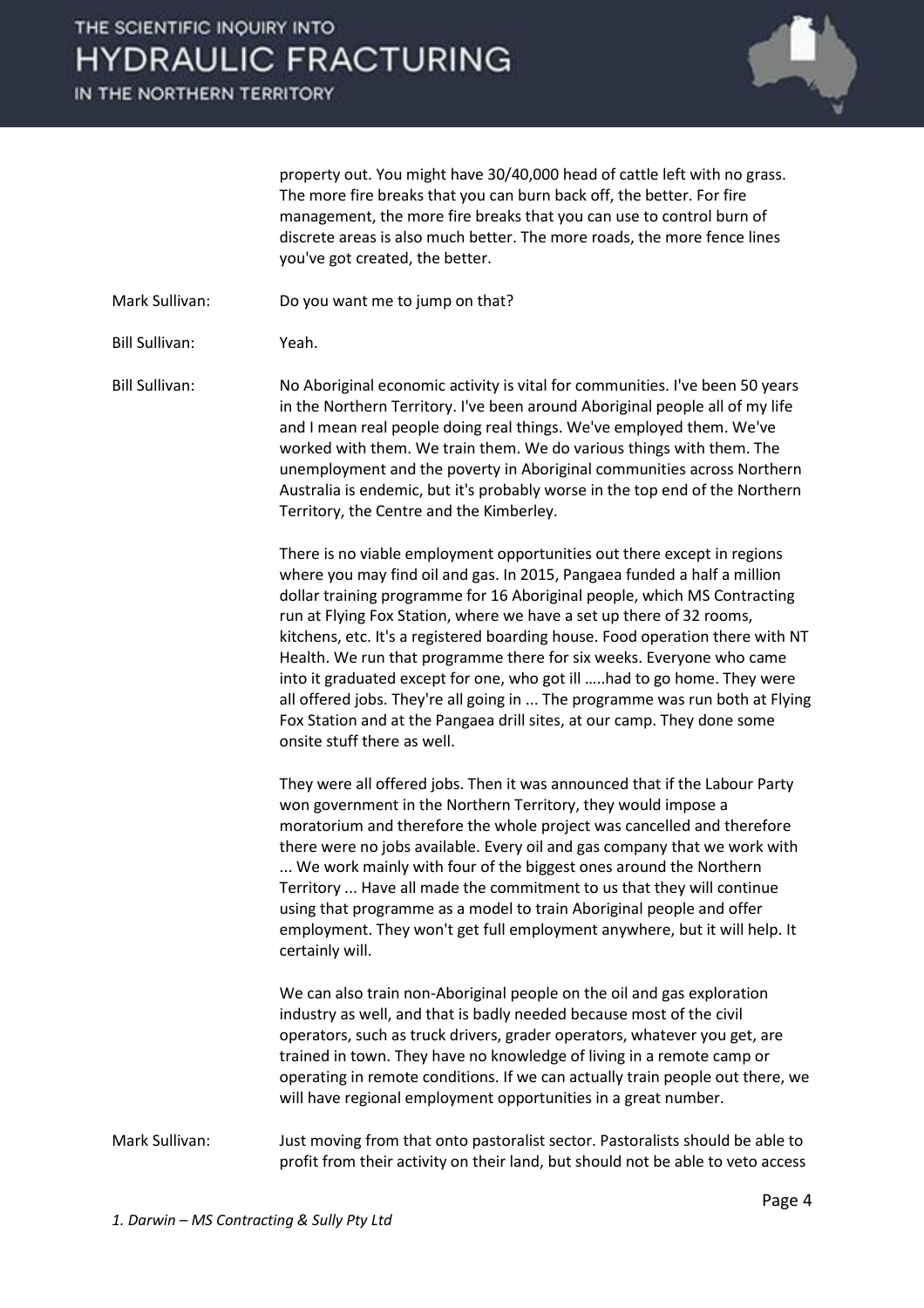property out. You might have 30/40,000 head of cattle left with no grass. The more fire breaks that you can burn back off, the better. For fire management, the more fire breaks that you can use to control burn of discrete areas is also much better. The more roads, the more fence lines you've got created, the better.

Mark Sullivan: Do you want me to jump on that?

Bill Sullivan: Yeah.

Bill Sullivan: No Aboriginal economic activity is vital for communities. I've been 50 years in the Northern Territory. I've been around Aboriginal people all of my life and I mean real people doing real things. We've employed them. We've worked with them. We train them. We do various things with them. The unemployment and the poverty in Aboriginal communities across Northern Australia is endemic, but it's probably worse in the top end of the Northern Territory, the Centre and the Kimberley.

There is no viable employment opportunities out there except in regions where you may find oil and gas. In 2015, Pangaea funded a half a million dollar training programme for 16 Aboriginal people, which MS Contracting run at Flying Fox Station, where we have a set up there of 32 rooms, kitchens, etc. It's a registered boarding house. Food operation there with NT Health. We run that programme there for six weeks. Everyone who came into it graduated except for one, who got ill …..had to go home. They were all offered jobs. They're all going in ... The programme was run both at Flying Fox Station and at the Pangaea drill sites, at our camp. They done some onsite stuff there as well.

They were all offered jobs. Then it was announced that if the Labour Party won government in the Northern Territory, they would impose a moratorium and therefore the whole project was cancelled and therefore there were no jobs available. Every oil and gas company that we work with ... We work mainly with four of the biggest ones around the Northern Territory ... Have all made the commitment to us that they will continue using that programme as a model to train Aboriginal people and offer employment. They won't get full employment anywhere, but it will help. It certainly will.

We can also train non-Aboriginal people on the oil and gas exploration industry as well, and that is badly needed because most of the civil operators, such as truck drivers, grader operators, whatever you get, are trained in town. They have no knowledge of living in a remote camp or operating in remote conditions. If we can actually train people out there, we will have regional employment opportunities in a great number.

Mark Sullivan: Just moving from that onto pastoralist sector. Pastoralists should be able to profit from their activity on their land, but should not be able to veto access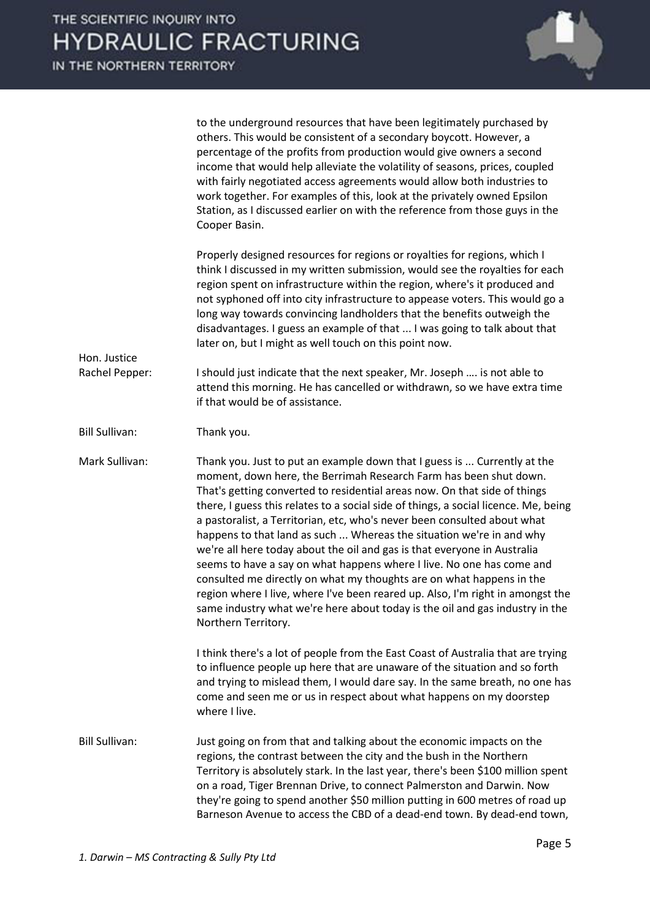to the underground resources that have been legitimately purchased by others. This would be consistent of a secondary boycott. However, a percentage of the profits from production would give owners a second income that would help alleviate the volatility of seasons, prices, coupled with fairly negotiated access agreements would allow both industries to work together. For examples of this, look at the privately owned Epsilon Station, as I discussed earlier on with the reference from those guys in the Cooper Basin.

Properly designed resources for regions or royalties for regions, which I think I discussed in my written submission, would see the royalties for each region spent on infrastructure within the region, where's it produced and not syphoned off into city infrastructure to appease voters. This would go a long way towards convincing landholders that the benefits outweigh the disadvantages. I guess an example of that ... I was going to talk about that later on, but I might as well touch on this point now.

**Hon. Justice Rachel Pepper:** I should just indicate that the next speaker, Mr. Joseph …. is not able to attend this morning. He has cancelled or withdrawn, so we have extra time if that would be of assistance.

**Bill Sullivan:** Thank you.

**Mark Sullivan:** Thank you. Just to put an example down that I guess is ... Currently at the moment, down here, the Berrimah Research Farm has been shut down. That's getting converted to residential areas now. On that side of things there, I guess this relates to a social side of things, a social licence. Me, being a pastoralist, a Territorian, etc, who's never been consulted about what happens to that land as such ... Whereas the situation we're in and why we're all here today about the oil and gas is that everyone in Australia seems to have a say on what happens where I live. No one has come and consulted me directly on what my thoughts are on what happens in the region where I live, where I've been reared up. Also, I'm right in amongst the same industry what we're here about today is the oil and gas industry in the Northern Territory.

I think there's a lot of people from the East Coast of Australia that are trying to influence people up here that are unaware of the situation and so forth and trying to mislead them, I would dare say. In the same breath, no one has come and seen me or us in respect about what happens on my doorstep where I live.

**Bill Sullivan:** Just going on from that and talking about the economic impacts on the regions, the contrast between the city and the bush in the Northern Territory is absolutely stark. In the last year, there's been $100 million spent on a road, Tiger Brennan Drive, to connect Palmerston and Darwin. Now they're going to spend another $50 million putting in 600 metres of road up Barneson Avenue to access the CBD of a dead-end town. By dead-end town,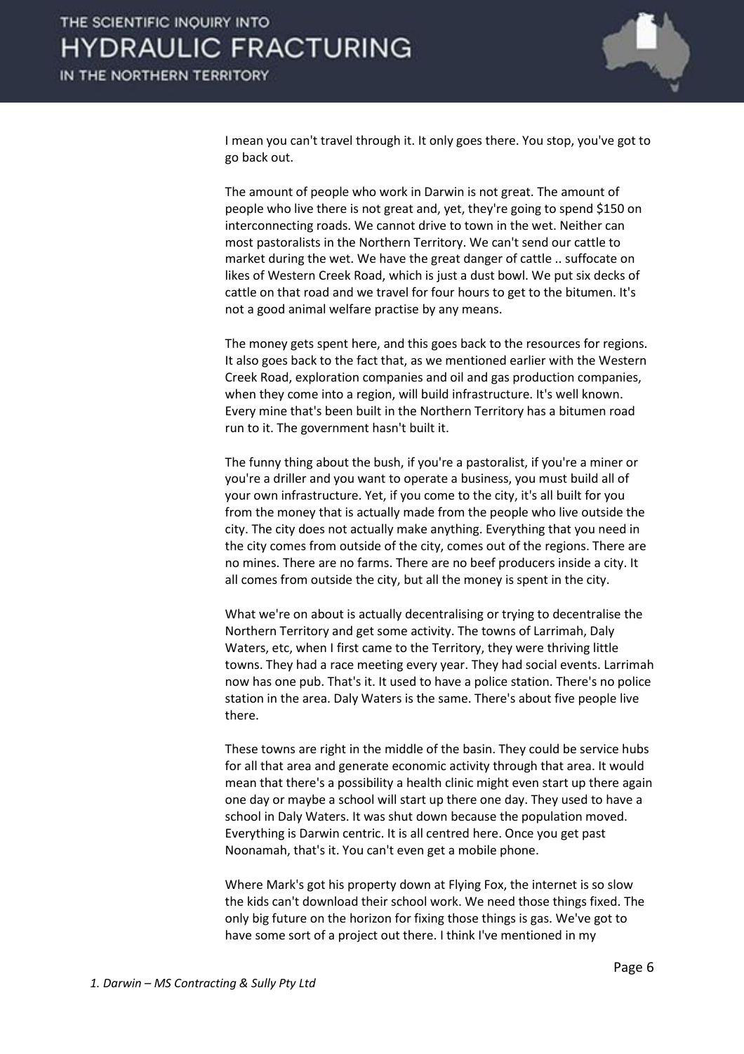I mean you can't travel through it. It only goes there. You stop, you've got to go back out.

The amount of people who work in Darwin is not great. The amount of people who live there is not great and, yet, they're going to spend $150 on interconnecting roads. We cannot drive to town in the wet. Neither can most pastoralists in the Northern Territory. We can't send our cattle to market during the wet. We have the great danger of cattle .. suffocate on likes of Western Creek Road, which is just a dust bowl. We put six decks of cattle on that road and we travel for four hours to get to the bitumen. It's not a good animal welfare practise by any means.

The money gets spent here, and this goes back to the resources for regions. It also goes back to the fact that, as we mentioned earlier with the Western Creek Road, exploration companies and oil and gas production companies, when they come into a region, will build infrastructure. It's well known. Every mine that's been built in the Northern Territory has a bitumen road run to it. The government hasn't built it.

The funny thing about the bush, if you're a pastoralist, if you're a miner or you're a driller and you want to operate a business, you must build all of your own infrastructure. Yet, if you come to the city, it's all built for you from the money that is actually made from the people who live outside the city. The city does not actually make anything. Everything that you need in the city comes from outside of the city, comes out of the regions. There are no mines. There are no farms. There are no beef producers inside a city. It all comes from outside the city, but all the money is spent in the city.

What we're on about is actually decentralising or trying to decentralise the Northern Territory and get some activity. The towns of Larrimah, Daly Waters, etc, when I first came to the Territory, they were thriving little towns. They had a race meeting every year. They had social events. Larrimah now has one pub. That's it. It used to have a police station. There's no police station in the area. Daly Waters is the same. There's about five people live there.

These towns are right in the middle of the basin. They could be service hubs for all that area and generate economic activity through that area. It would mean that there's a possibility a health clinic might even start up there again one day or maybe a school will start up there one day. They used to have a school in Daly Waters. It was shut down because the population moved. Everything is Darwin centric. It is all centred here. Once you get past Noonamah, that's it. You can't even get a mobile phone.

Where Mark's got his property down at Flying Fox, the internet is so slow the kids can't download their school work. We need those things fixed. The only big future on the horizon for fixing those things is gas. We've got to have some sort of a project out there. I think I've mentioned in my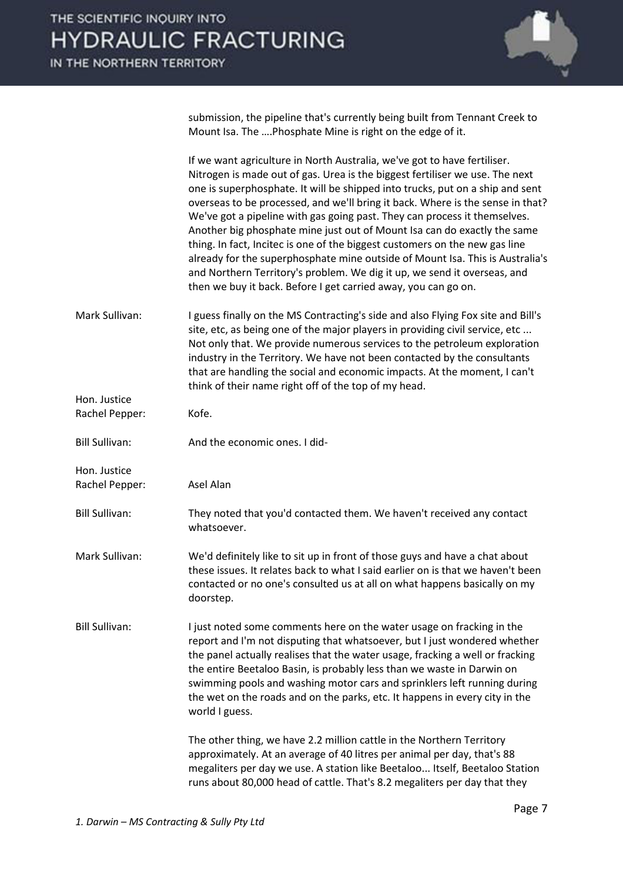submission, the pipeline that's currently being built from Tennant Creek to Mount Isa. The ….Phosphate Mine is right on the edge of it.

If we want agriculture in North Australia, we've got to have fertiliser. Nitrogen is made out of gas. Urea is the biggest fertiliser we use. The next one is superphosphate. It will be shipped into trucks, put on a ship and sent overseas to be processed, and we'll bring it back. Where is the sense in that? We've got a pipeline with gas going past. They can process it themselves. Another big phosphate mine just out of Mount Isa can do exactly the same thing. In fact, Incitec is one of the biggest customers on the new gas line already for the superphosphate mine outside of Mount Isa. This is Australia's and Northern Territory's problem. We dig it up, we send it overseas, and then we buy it back. Before I get carried away, you can go on.

| | |
|---|---|
| Mark Sullivan: | I guess finally on the MS Contracting's side and also Flying Fox site and Bill's site, etc, as being one of the major players in providing civil service, etc ... Not only that. We provide numerous services to the petroleum exploration industry in the Territory. We have not been contacted by the consultants that are handling the social and economic impacts. At the moment, I can't think of their name right off of the top of my head. |
| Hon. Justice Rachel Pepper: | Kofe. |
| Bill Sullivan: | And the economic ones. I did- |
| Hon. Justice Rachel Pepper: | Asel Alan |
| Bill Sullivan: | They noted that you'd contacted them. We haven't received any contact whatsoever. |
| Mark Sullivan: | We'd definitely like to sit up in front of those guys and have a chat about these issues. It relates back to what I said earlier on is that we haven't been contacted or no one's consulted us at all on what happens basically on my doorstep. |
| Bill Sullivan: | I just noted some comments here on the water usage on fracking in the report and I'm not disputing that whatsoever, but I just wondered whether the panel actually realises that the water usage, fracking a well or fracking the entire Beetaloo Basin, is probably less than we waste in Darwin on swimming pools and washing motor cars and sprinklers left running during the wet on the roads and on the parks, etc. It happens in every city in the world I guess. |

The other thing, we have 2.2 million cattle in the Northern Territory approximately. At an average of 40 litres per animal per day, that's 88 megaliters per day we use. A station like Beetaloo... Itself, Beetaloo Station runs about 80,000 head of cattle. That's 8.2 megaliters per day that they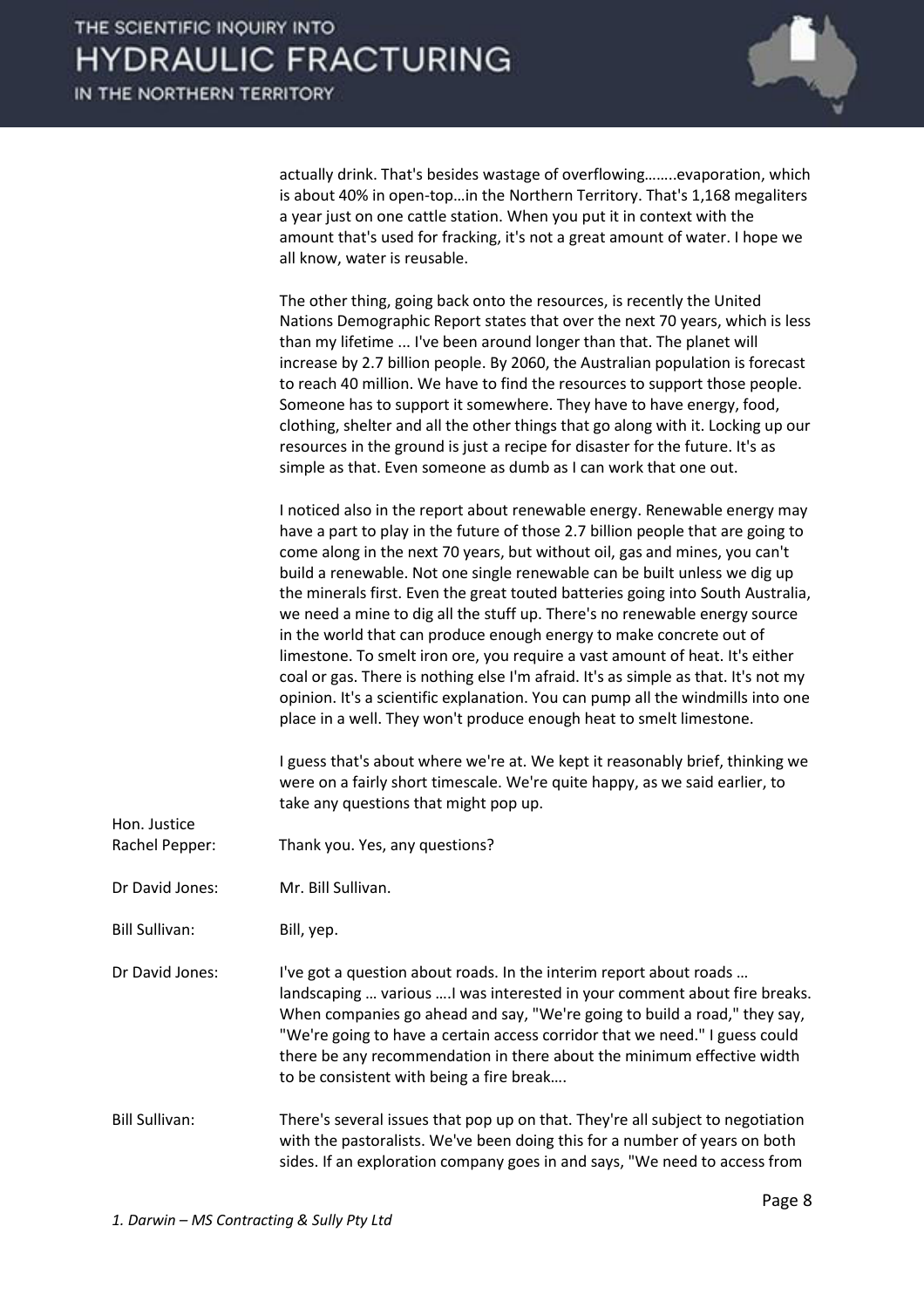actually drink. That's besides wastage of overflowing……..evaporation, which is about 40% in open-top…in the Northern Territory. That's 1,168 megaliters a year just on one cattle station. When you put it in context with the amount that's used for fracking, it's not a great amount of water. I hope we all know, water is reusable.

The other thing, going back onto the resources, is recently the United Nations Demographic Report states that over the next 70 years, which is less than my lifetime ... I've been around longer than that. The planet will increase by 2.7 billion people. By 2060, the Australian population is forecast to reach 40 million. We have to find the resources to support those people. Someone has to support it somewhere. They have to have energy, food, clothing, shelter and all the other things that go along with it. Locking up our resources in the ground is just a recipe for disaster for the future. It's as simple as that. Even someone as dumb as I can work that one out.

I noticed also in the report about renewable energy. Renewable energy may have a part to play in the future of those 2.7 billion people that are going to come along in the next 70 years, but without oil, gas and mines, you can't build a renewable. Not one single renewable can be built unless we dig up the minerals first. Even the great touted batteries going into South Australia, we need a mine to dig all the stuff up. There's no renewable energy source in the world that can produce enough energy to make concrete out of limestone. To smelt iron ore, you require a vast amount of heat. It's either coal or gas. There is nothing else I'm afraid. It's as simple as that. It's not my opinion. It's a scientific explanation. You can pump all the windmills into one place in a well. They won't produce enough heat to smelt limestone.

I guess that's about where we're at. We kept it reasonably brief, thinking we were on a fairly short timescale. We're quite happy, as we said earlier, to take any questions that might pop up.

**Hon. Justice Rachel Pepper:** Thank you. Yes, any questions?

**Dr David Jones:** Mr. Bill Sullivan.

**Bill Sullivan:** Bill, yep.

**Dr David Jones:** I've got a question about roads. In the interim report about roads … landscaping … various ….I was interested in your comment about fire breaks. When companies go ahead and say, "We're going to build a road," they say, "We're going to have a certain access corridor that we need." I guess could there be any recommendation in there about the minimum effective width to be consistent with being a fire break….

**Bill Sullivan:** There's several issues that pop up on that. They're all subject to negotiation with the pastoralists. We've been doing this for a number of years on both sides. If an exploration company goes in and says, "We need to access from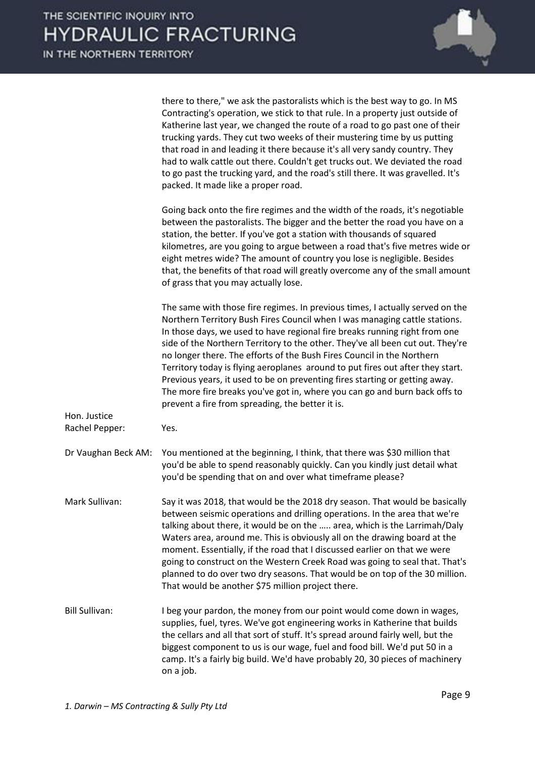there to there," we ask the pastoralists which is the best way to go. In MS Contracting's operation, we stick to that rule. In a property just outside of Katherine last year, we changed the route of a road to go past one of their trucking yards. They cut two weeks of their mustering time by us putting that road in and leading it there because it's all very sandy country. They had to walk cattle out there. Couldn't get trucks out. We deviated the road to go past the trucking yard, and the road's still there. It was gravelled. It's packed. It made like a proper road.

Going back onto the fire regimes and the width of the roads, it's negotiable between the pastoralists. The bigger and the better the road you have on a station, the better. If you've got a station with thousands of squared kilometres, are you going to argue between a road that's five metres wide or eight metres wide? The amount of country you lose is negligible. Besides that, the benefits of that road will greatly overcome any of the small amount of grass that you may actually lose.

The same with those fire regimes. In previous times, I actually served on the Northern Territory Bush Fires Council when I was managing cattle stations. In those days, we used to have regional fire breaks running right from one side of the Northern Territory to the other. They've all been cut out. They're no longer there. The efforts of the Bush Fires Council in the Northern Territory today is flying aeroplanes around to put fires out after they start. Previous years, it used to be on preventing fires starting or getting away. The more fire breaks you've got in, where you can go and burn back offs to prevent a fire from spreading, the better it is.

**Hon. Justice Rachel Pepper:** Yes.

**Dr Vaughan Beck AM:** You mentioned at the beginning, I think, that there was $30 million that you'd be able to spend reasonably quickly. Can you kindly just detail what you'd be spending that on and over what timeframe please?

**Mark Sullivan:** Say it was 2018, that would be the 2018 dry season. That would be basically between seismic operations and drilling operations. In the area that we're talking about there, it would be on the ….. area, which is the Larrimah/Daly Waters area, around me. This is obviously all on the drawing board at the moment. Essentially, if the road that I discussed earlier on that we were going to construct on the Western Creek Road was going to seal that. That's planned to do over two dry seasons. That would be on top of the 30 million. That would be another $75 million project there.

**Bill Sullivan:** I beg your pardon, the money from our point would come down in wages, supplies, fuel, tyres. We've got engineering works in Katherine that builds the cellars and all that sort of stuff. It's spread around fairly well, but the biggest component to us is our wage, fuel and food bill. We'd put 50 in a camp. It's a fairly big build. We'd have probably 20, 30 pieces of machinery on a job.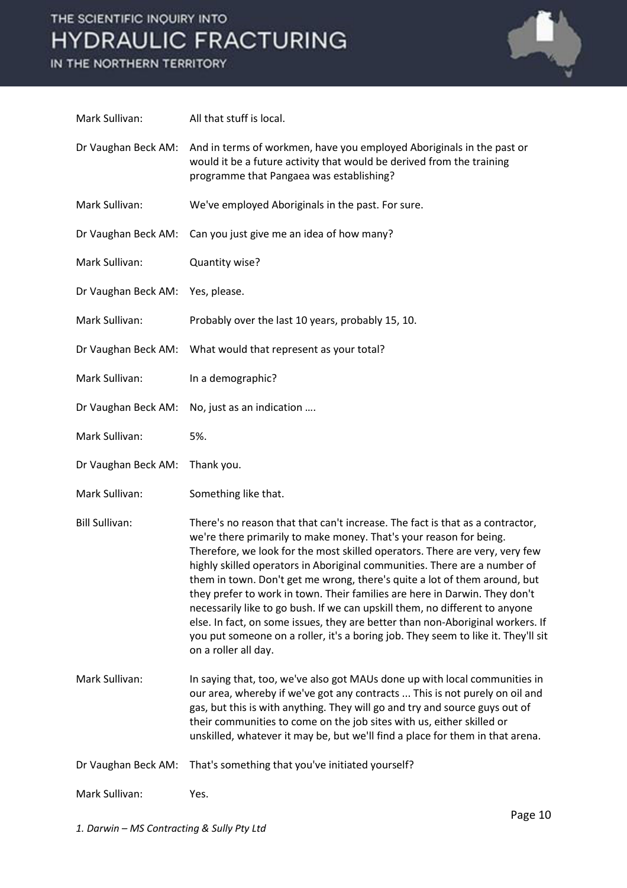Mark Sullivan: All that stuff is local.

Dr Vaughan Beck AM: And in terms of workmen, have you employed Aboriginals in the past or would it be a future activity that would be derived from the training programme that Pangaea was establishing?

Mark Sullivan: We've employed Aboriginals in the past. For sure.

Dr Vaughan Beck AM: Can you just give me an idea of how many?

Mark Sullivan: Quantity wise?

Dr Vaughan Beck AM: Yes, please.

Mark Sullivan: Probably over the last 10 years, probably 15, 10.

Dr Vaughan Beck AM: What would that represent as your total?

Mark Sullivan: In a demographic?

Dr Vaughan Beck AM: No, just as an indication ….

Mark Sullivan: 5%.

Dr Vaughan Beck AM: Thank you.

Mark Sullivan: Something like that.

Bill Sullivan: There's no reason that that can't increase. The fact is that as a contractor, we're there primarily to make money. That's your reason for being. Therefore, we look for the most skilled operators. There are very, very few highly skilled operators in Aboriginal communities. There are a number of them in town. Don't get me wrong, there's quite a lot of them around, but they prefer to work in town. Their families are here in Darwin. They don't necessarily like to go bush. If we can upskill them, no different to anyone else. In fact, on some issues, they are better than non-Aboriginal workers. If you put someone on a roller, it's a boring job. They seem to like it. They'll sit on a roller all day.

Mark Sullivan: In saying that, too, we've also got MAUs done up with local communities in our area, whereby if we've got any contracts ... This is not purely on oil and gas, but this is with anything. They will go and try and source guys out of their communities to come on the job sites with us, either skilled or unskilled, whatever it may be, but we'll find a place for them in that arena.

Dr Vaughan Beck AM: That's something that you've initiated yourself?

Mark Sullivan: Yes.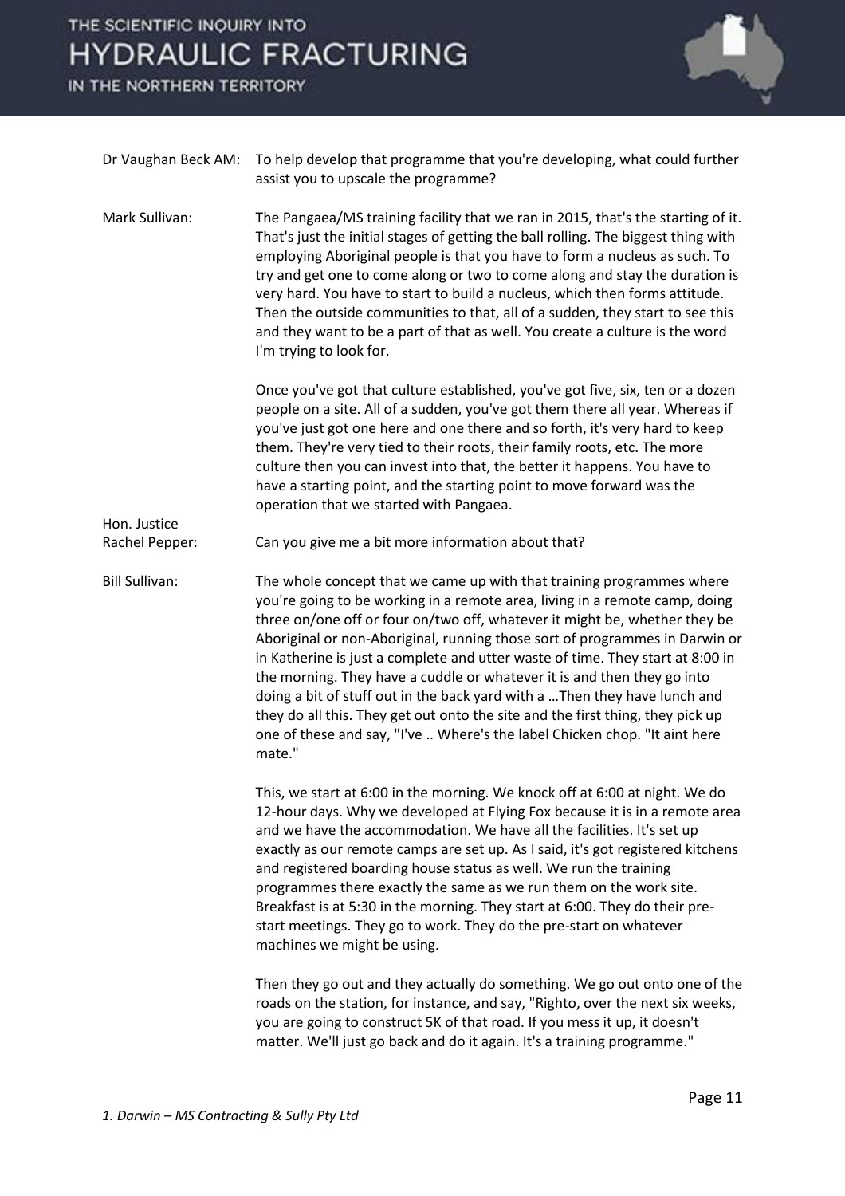Dr Vaughan Beck AM: To help develop that programme that you're developing, what could further assist you to upscale the programme?

Mark Sullivan: The Pangaea/MS training facility that we ran in 2015, that's the starting of it. That's just the initial stages of getting the ball rolling. The biggest thing with employing Aboriginal people is that you have to form a nucleus as such. To try and get one to come along or two to come along and stay the duration is very hard. You have to start to build a nucleus, which then forms attitude. Then the outside communities to that, all of a sudden, they start to see this and they want to be a part of that as well. You create a culture is the word I'm trying to look for.

Once you've got that culture established, you've got five, six, ten or a dozen people on a site. All of a sudden, you've got them there all year. Whereas if you've just got one here and one there and so forth, it's very hard to keep them. They're very tied to their roots, their family roots, etc. The more culture then you can invest into that, the better it happens. You have to have a starting point, and the starting point to move forward was the operation that we started with Pangaea.

Hon. Justice Rachel Pepper: Can you give me a bit more information about that?

Bill Sullivan: The whole concept that we came up with that training programmes where you're going to be working in a remote area, living in a remote camp, doing three on/one off or four on/two off, whatever it might be, whether they be Aboriginal or non-Aboriginal, running those sort of programmes in Darwin or in Katherine is just a complete and utter waste of time. They start at 8:00 in the morning. They have a cuddle or whatever it is and then they go into doing a bit of stuff out in the back yard with a …Then they have lunch and they do all this. They get out onto the site and the first thing, they pick up one of these and say, "I've .. Where's the label Chicken chop. "It aint here mate."

This, we start at 6:00 in the morning. We knock off at 6:00 at night. We do 12-hour days. Why we developed at Flying Fox because it is in a remote area and we have the accommodation. We have all the facilities. It's set up exactly as our remote camps are set up. As I said, it's got registered kitchens and registered boarding house status as well. We run the training programmes there exactly the same as we run them on the work site. Breakfast is at 5:30 in the morning. They start at 6:00. They do their pre-start meetings. They go to work. They do the pre-start on whatever machines we might be using.

Then they go out and they actually do something. We go out onto one of the roads on the station, for instance, and say, "Righto, over the next six weeks, you are going to construct 5K of that road. If you mess it up, it doesn't matter. We'll just go back and do it again. It's a training programme."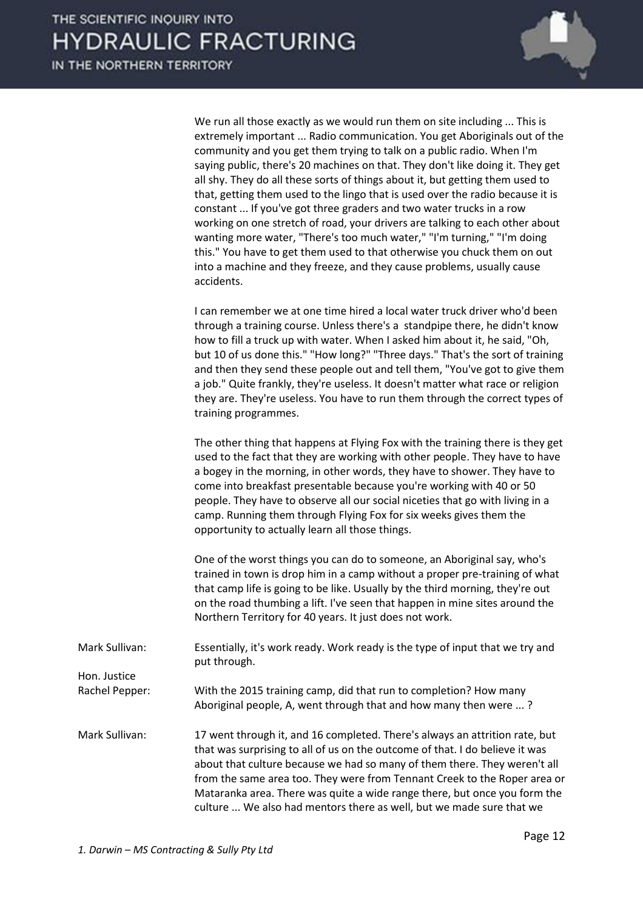We run all those exactly as we would run them on site including ... This is extremely important ... Radio communication. You get Aboriginals out of the community and you get them trying to talk on a public radio. When I'm saying public, there's 20 machines on that. They don't like doing it. They get all shy. They do all these sorts of things about it, but getting them used to that, getting them used to the lingo that is used over the radio because it is constant ... If you've got three graders and two water trucks in a row working on one stretch of road, your drivers are talking to each other about wanting more water, "There's too much water," "I'm turning," "I'm doing this." You have to get them used to that otherwise you chuck them on out into a machine and they freeze, and they cause problems, usually cause accidents.

I can remember we at one time hired a local water truck driver who'd been through a training course. Unless there's a standpipe there, he didn't know how to fill a truck up with water. When I asked him about it, he said, "Oh, but 10 of us done this." "How long?" "Three days." That's the sort of training and then they send these people out and tell them, "You've got to give them a job." Quite frankly, they're useless. It doesn't matter what race or religion they are. They're useless. You have to run them through the correct types of training programmes.

The other thing that happens at Flying Fox with the training there is they get used to the fact that they are working with other people. They have to have a bogey in the morning, in other words, they have to shower. They have to come into breakfast presentable because you're working with 40 or 50 people. They have to observe all our social niceties that go with living in a camp. Running them through Flying Fox for six weeks gives them the opportunity to actually learn all those things.

One of the worst things you can do to someone, an Aboriginal say, who's trained in town is drop him in a camp without a proper pre-training of what that camp life is going to be like. Usually by the third morning, they're out on the road thumbing a lift. I've seen that happen in mine sites around the Northern Territory for 40 years. It just does not work.

Mark Sullivan: Essentially, it's work ready. Work ready is the type of input that we try and put through.

Hon. Justice Rachel Pepper: With the 2015 training camp, did that run to completion? How many Aboriginal people, A, went through that and how many then were ... ?

Mark Sullivan: 17 went through it, and 16 completed. There's always an attrition rate, but that was surprising to all of us on the outcome of that. I do believe it was about that culture because we had so many of them there. They weren't all from the same area too. They were from Tennant Creek to the Roper area or Mataranka area. There was quite a wide range there, but once you form the culture ... We also had mentors there as well, but we made sure that we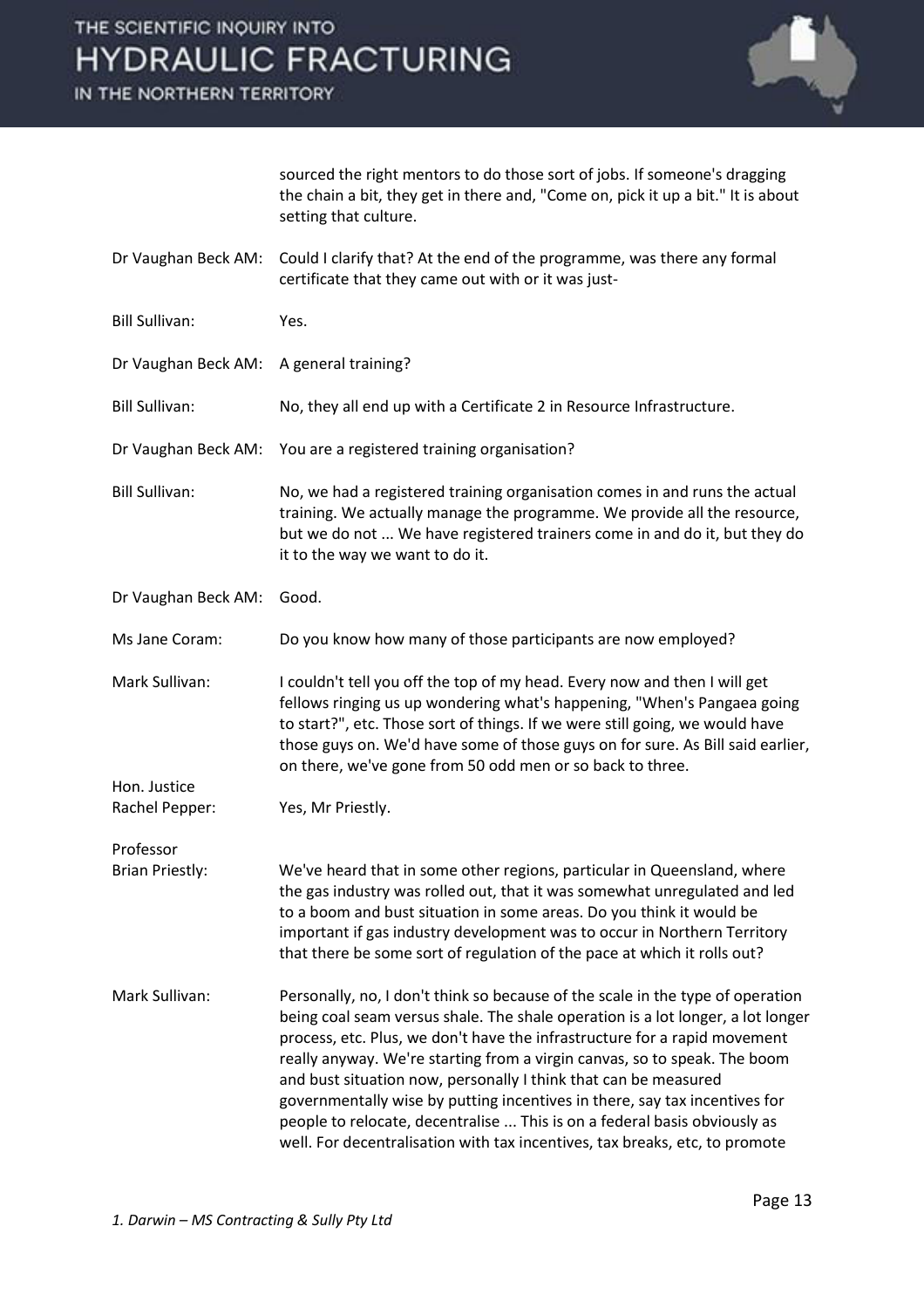sourced the right mentors to do those sort of jobs. If someone's dragging the chain a bit, they get in there and, "Come on, pick it up a bit." It is about setting that culture.

| | |
|---|---|
| Dr Vaughan Beck AM: | Could I clarify that? At the end of the programme, was there any formal certificate that they came out with or it was just- |
| Bill Sullivan: | Yes. |
| Dr Vaughan Beck AM: | A general training? |
| Bill Sullivan: | No, they all end up with a Certificate 2 in Resource Infrastructure. |
| Dr Vaughan Beck AM: | You are a registered training organisation? |
| Bill Sullivan: | No, we had a registered training organisation comes in and runs the actual training. We actually manage the programme. We provide all the resource, but we do not ... We have registered trainers come in and do it, but they do it to the way we want to do it. |
| Dr Vaughan Beck AM: | Good. |
| Ms Jane Coram: | Do you know how many of those participants are now employed? |
| Mark Sullivan: | I couldn't tell you off the top of my head. Every now and then I will get fellows ringing us up wondering what's happening, "When's Pangaea going to start?", etc. Those sort of things. If we were still going, we would have those guys on. We'd have some of those guys on for sure. As Bill said earlier, on there, we've gone from 50 odd men or so back to three. |
| Hon. Justice Rachel Pepper: | Yes, Mr Priestly. |
| Professor Brian Priestly: | We've heard that in some other regions, particular in Queensland, where the gas industry was rolled out, that it was somewhat unregulated and led to a boom and bust situation in some areas. Do you think it would be important if gas industry development was to occur in Northern Territory that there be some sort of regulation of the pace at which it rolls out? |
| Mark Sullivan: | Personally, no, I don't think so because of the scale in the type of operation being coal seam versus shale. The shale operation is a lot longer, a lot longer process, etc. Plus, we don't have the infrastructure for a rapid movement really anyway. We're starting from a virgin canvas, so to speak. The boom and bust situation now, personally I think that can be measured governmentally wise by putting incentives in there, say tax incentives for people to relocate, decentralise ... This is on a federal basis obviously as well. For decentralisation with tax incentives, tax breaks, etc, to promote |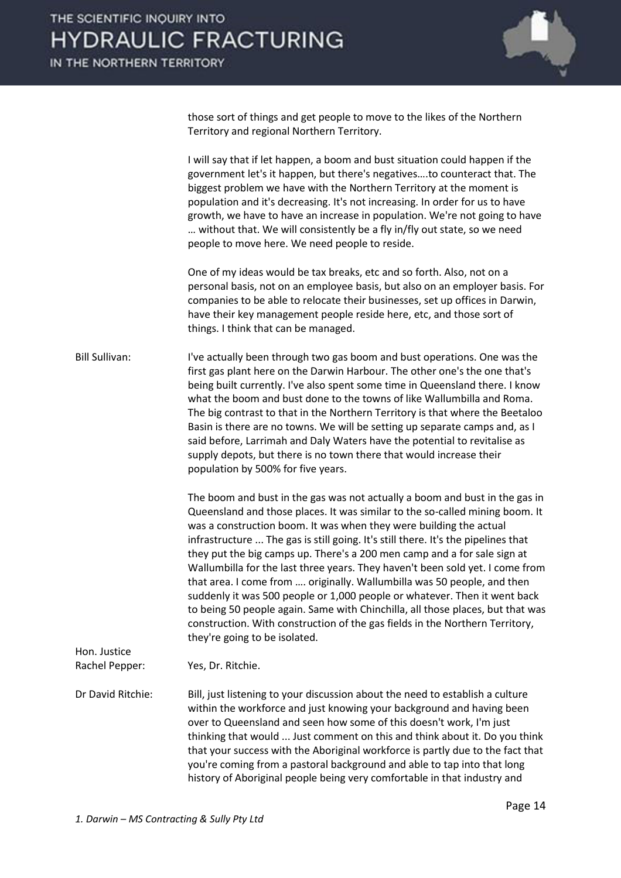those sort of things and get people to move to the likes of the Northern Territory and regional Northern Territory.

I will say that if let happen, a boom and bust situation could happen if the government let's it happen, but there's negatives….to counteract that. The biggest problem we have with the Northern Territory at the moment is population and it's decreasing. It's not increasing. In order for us to have growth, we have to have an increase in population. We're not going to have … without that. We will consistently be a fly in/fly out state, so we need people to move here. We need people to reside.

One of my ideas would be tax breaks, etc and so forth. Also, not on a personal basis, not on an employee basis, but also on an employer basis. For companies to be able to relocate their businesses, set up offices in Darwin, have their key management people reside here, etc, and those sort of things. I think that can be managed.

**Bill Sullivan:** I've actually been through two gas boom and bust operations. One was the first gas plant here on the Darwin Harbour. The other one's the one that's being built currently. I've also spent some time in Queensland there. I know what the boom and bust done to the towns of like Wallumbilla and Roma. The big contrast to that in the Northern Territory is that where the Beetaloo Basin is there are no towns. We will be setting up separate camps and, as I said before, Larrimah and Daly Waters have the potential to revitalise as supply depots, but there is no town there that would increase their population by 500% for five years.

The boom and bust in the gas was not actually a boom and bust in the gas in Queensland and those places. It was similar to the so-called mining boom. It was a construction boom. It was when they were building the actual infrastructure ... The gas is still going. It's still there. It's the pipelines that they put the big camps up. There's a 200 men camp and a for sale sign at Wallumbilla for the last three years. They haven't been sold yet. I come from that area. I come from …. originally. Wallumbilla was 50 people, and then suddenly it was 500 people or 1,000 people or whatever. Then it went back to being 50 people again. Same with Chinchilla, all those places, but that was construction. With construction of the gas fields in the Northern Territory, they're going to be isolated.

**Hon. Justice Rachel Pepper:** Yes, Dr. Ritchie.

**Dr David Ritchie:** Bill, just listening to your discussion about the need to establish a culture within the workforce and just knowing your background and having been over to Queensland and seen how some of this doesn't work, I'm just thinking that would ... Just comment on this and think about it. Do you think that your success with the Aboriginal workforce is partly due to the fact that you're coming from a pastoral background and able to tap into that long history of Aboriginal people being very comfortable in that industry and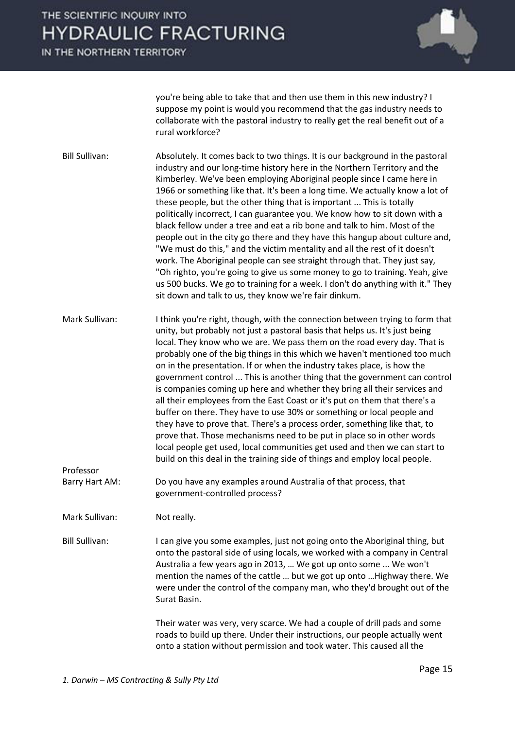you're being able to take that and then use them in this new industry? I suppose my point is would you recommend that the gas industry needs to collaborate with the pastoral industry to really get the real benefit out of a rural workforce?

**Bill Sullivan:** Absolutely. It comes back to two things. It is our background in the pastoral industry and our long-time history here in the Northern Territory and the Kimberley. We've been employing Aboriginal people since I came here in 1966 or something like that. It's been a long time. We actually know a lot of these people, but the other thing that is important ... This is totally politically incorrect, I can guarantee you. We know how to sit down with a black fellow under a tree and eat a rib bone and talk to him. Most of the people out in the city go there and they have this hangup about culture and, "We must do this," and the victim mentality and all the rest of it doesn't work. The Aboriginal people can see straight through that. They just say, "Oh righto, you're going to give us some money to go to training. Yeah, give us 500 bucks. We go to training for a week. I don't do anything with it." They sit down and talk to us, they know we're fair dinkum.

**Mark Sullivan:** I think you're right, though, with the connection between trying to form that unity, but probably not just a pastoral basis that helps us. It's just being local. They know who we are. We pass them on the road every day. That is probably one of the big things in this which we haven't mentioned too much on in the presentation. If or when the industry takes place, is how the government control ... This is another thing that the government can control is companies coming up here and whether they bring all their services and all their employees from the East Coast or it's put on them that there's a buffer on there. They have to use 30% or something or local people and they have to prove that. There's a process order, something like that, to prove that. Those mechanisms need to be put in place so in other words local people get used, local communities get used and then we can start to build on this deal in the training side of things and employ local people.

**Professor Barry Hart AM:** Do you have any examples around Australia of that process, that government-controlled process?

**Mark Sullivan:** Not really.

**Bill Sullivan:** I can give you some examples, just not going onto the Aboriginal thing, but onto the pastoral side of using locals, we worked with a company in Central Australia a few years ago in 2013, … We got up onto some ... We won't mention the names of the cattle … but we got up onto …Highway there. We were under the control of the company man, who they'd brought out of the Surat Basin.

Their water was very, very scarce. We had a couple of drill pads and some roads to build up there. Under their instructions, our people actually went onto a station without permission and took water. This caused all the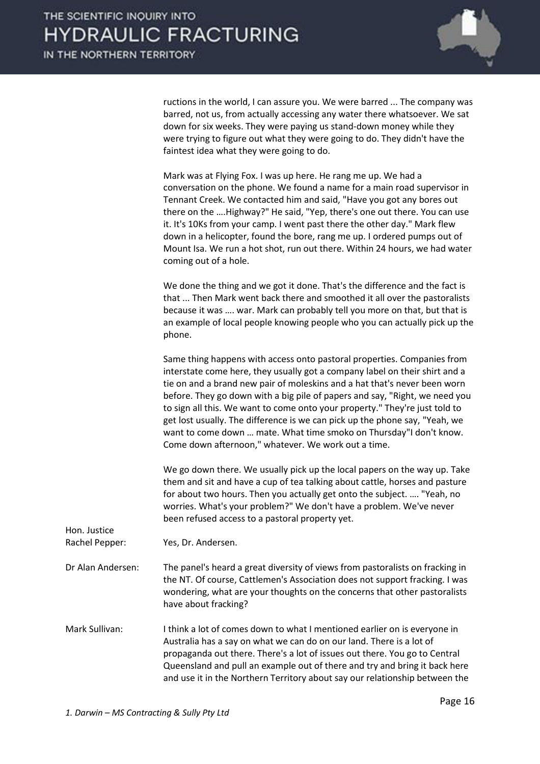ructions in the world, I can assure you. We were barred ... The company was barred, not us, from actually accessing any water there whatsoever. We sat down for six weeks. They were paying us stand-down money while they were trying to figure out what they were going to do. They didn't have the faintest idea what they were going to do.

Mark was at Flying Fox. I was up here. He rang me up. We had a conversation on the phone. We found a name for a main road supervisor in Tennant Creek. We contacted him and said, "Have you got any bores out there on the ….Highway?" He said, "Yep, there's one out there. You can use it. It's 10Ks from your camp. I went past there the other day." Mark flew down in a helicopter, found the bore, rang me up. I ordered pumps out of Mount Isa. We run a hot shot, run out there. Within 24 hours, we had water coming out of a hole.

We done the thing and we got it done. That's the difference and the fact is that ... Then Mark went back there and smoothed it all over the pastoralists because it was …. war. Mark can probably tell you more on that, but that is an example of local people knowing people who you can actually pick up the phone.

Same thing happens with access onto pastoral properties. Companies from interstate come here, they usually got a company label on their shirt and a tie on and a brand new pair of moleskins and a hat that's never been worn before. They go down with a big pile of papers and say, "Right, we need you to sign all this. We want to come onto your property." They're just told to get lost usually. The difference is we can pick up the phone say, "Yeah, we want to come down … mate. What time smoko on Thursday"I don't know. Come down afternoon," whatever. We work out a time.

We go down there. We usually pick up the local papers on the way up. Take them and sit and have a cup of tea talking about cattle, horses and pasture for about two hours. Then you actually get onto the subject. …. "Yeah, no worries. What's your problem?" We don't have a problem. We've never been refused access to a pastoral property yet.

**Hon. Justice Rachel Pepper:** Yes, Dr. Andersen.

**Dr Alan Andersen:** The panel's heard a great diversity of views from pastoralists on fracking in the NT. Of course, Cattlemen's Association does not support fracking. I was wondering, what are your thoughts on the concerns that other pastoralists have about fracking?

**Mark Sullivan:** I think a lot of comes down to what I mentioned earlier on is everyone in Australia has a say on what we can do on our land. There is a lot of propaganda out there. There's a lot of issues out there. You go to Central Queensland and pull an example out of there and try and bring it back here and use it in the Northern Territory about say our relationship between the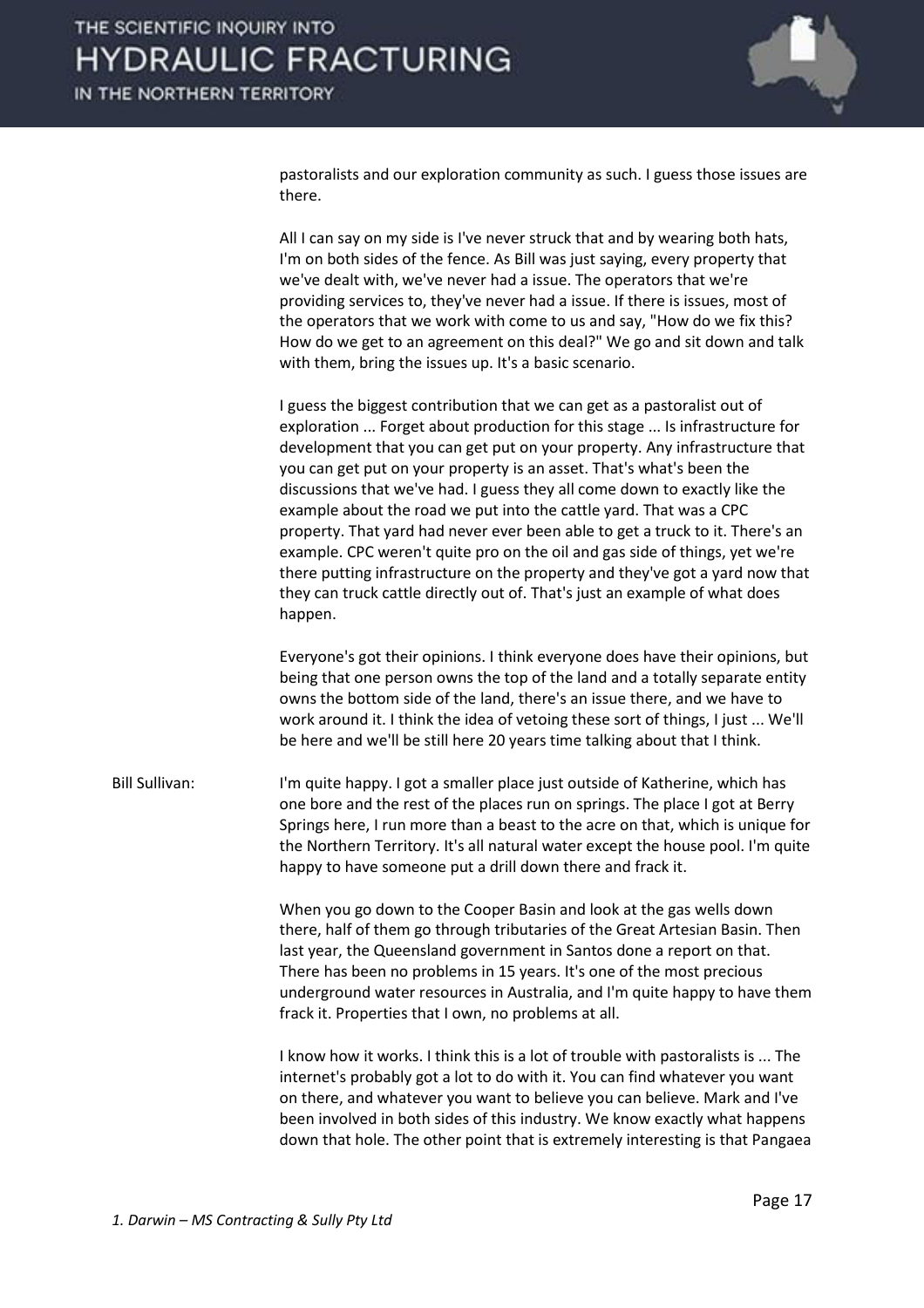pastoralists and our exploration community as such. I guess those issues are there.

All I can say on my side is I've never struck that and by wearing both hats, I'm on both sides of the fence. As Bill was just saying, every property that we've dealt with, we've never had a issue. The operators that we're providing services to, they've never had a issue. If there is issues, most of the operators that we work with come to us and say, "How do we fix this? How do we get to an agreement on this deal?" We go and sit down and talk with them, bring the issues up. It's a basic scenario.

I guess the biggest contribution that we can get as a pastoralist out of exploration ... Forget about production for this stage ... Is infrastructure for development that you can get put on your property. Any infrastructure that you can get put on your property is an asset. That's what's been the discussions that we've had. I guess they all come down to exactly like the example about the road we put into the cattle yard. That was a CPC property. That yard had never ever been able to get a truck to it. There's an example. CPC weren't quite pro on the oil and gas side of things, yet we're there putting infrastructure on the property and they've got a yard now that they can truck cattle directly out of. That's just an example of what does happen.

Everyone's got their opinions. I think everyone does have their opinions, but being that one person owns the top of the land and a totally separate entity owns the bottom side of the land, there's an issue there, and we have to work around it. I think the idea of vetoing these sort of things, I just ... We'll be here and we'll be still here 20 years time talking about that I think.

Bill Sullivan: I'm quite happy. I got a smaller place just outside of Katherine, which has one bore and the rest of the places run on springs. The place I got at Berry Springs here, I run more than a beast to the acre on that, which is unique for the Northern Territory. It's all natural water except the house pool. I'm quite happy to have someone put a drill down there and frack it.

When you go down to the Cooper Basin and look at the gas wells down there, half of them go through tributaries of the Great Artesian Basin. Then last year, the Queensland government in Santos done a report on that. There has been no problems in 15 years. It's one of the most precious underground water resources in Australia, and I'm quite happy to have them frack it. Properties that I own, no problems at all.

I know how it works. I think this is a lot of trouble with pastoralists is ... The internet's probably got a lot to do with it. You can find whatever you want on there, and whatever you want to believe you can believe. Mark and I've been involved in both sides of this industry. We know exactly what happens down that hole. The other point that is extremely interesting is that Pangaea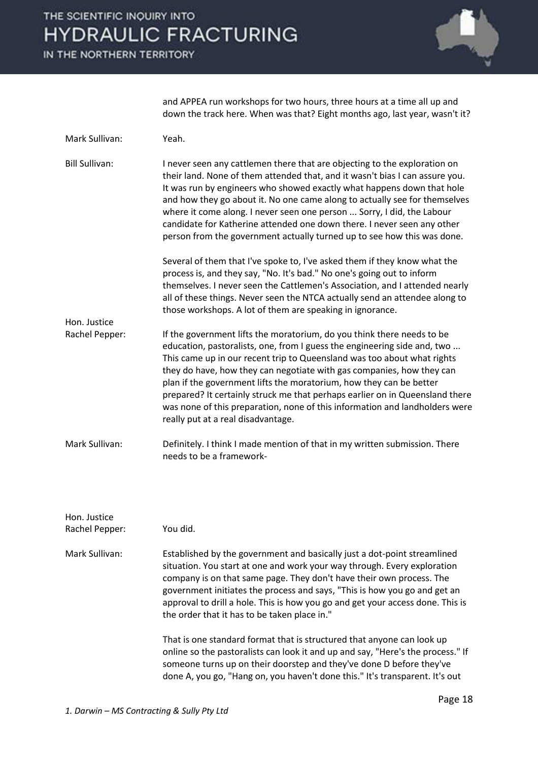and APPEA run workshops for two hours, three hours at a time all up and down the track here. When was that? Eight months ago, last year, wasn't it?

**Mark Sullivan:** Yeah.

**Bill Sullivan:** I never seen any cattlemen there that are objecting to the exploration on their land. None of them attended that, and it wasn't bias I can assure you. It was run by engineers who showed exactly what happens down that hole and how they go about it. No one came along to actually see for themselves where it come along. I never seen one person ... Sorry, I did, the Labour candidate for Katherine attended one down there. I never seen any other person from the government actually turned up to see how this was done.

Several of them that I've spoke to, I've asked them if they know what the process is, and they say, "No. It's bad." No one's going out to inform themselves. I never seen the Cattlemen's Association, and I attended nearly all of these things. Never seen the NTCA actually send an attendee along to those workshops. A lot of them are speaking in ignorance.

**Hon. Justice Rachel Pepper:** If the government lifts the moratorium, do you think there needs to be education, pastoralists, one, from I guess the engineering side and, two ... This came up in our recent trip to Queensland was too about what rights they do have, how they can negotiate with gas companies, how they can plan if the government lifts the moratorium, how they can be better prepared? It certainly struck me that perhaps earlier on in Queensland there was none of this preparation, none of this information and landholders were really put at a real disadvantage.

**Mark Sullivan:** Definitely. I think I made mention of that in my written submission. There needs to be a framework-

**Hon. Justice Rachel Pepper:** You did.

**Mark Sullivan:** Established by the government and basically just a dot-point streamlined situation. You start at one and work your way through. Every exploration company is on that same page. They don't have their own process. The government initiates the process and says, "This is how you go and get an approval to drill a hole. This is how you go and get your access done. This is the order that it has to be taken place in."

That is one standard format that is structured that anyone can look up online so the pastoralists can look it and up and say, "Here's the process." If someone turns up on their doorstep and they've done D before they've done A, you go, "Hang on, you haven't done this." It's transparent. It's out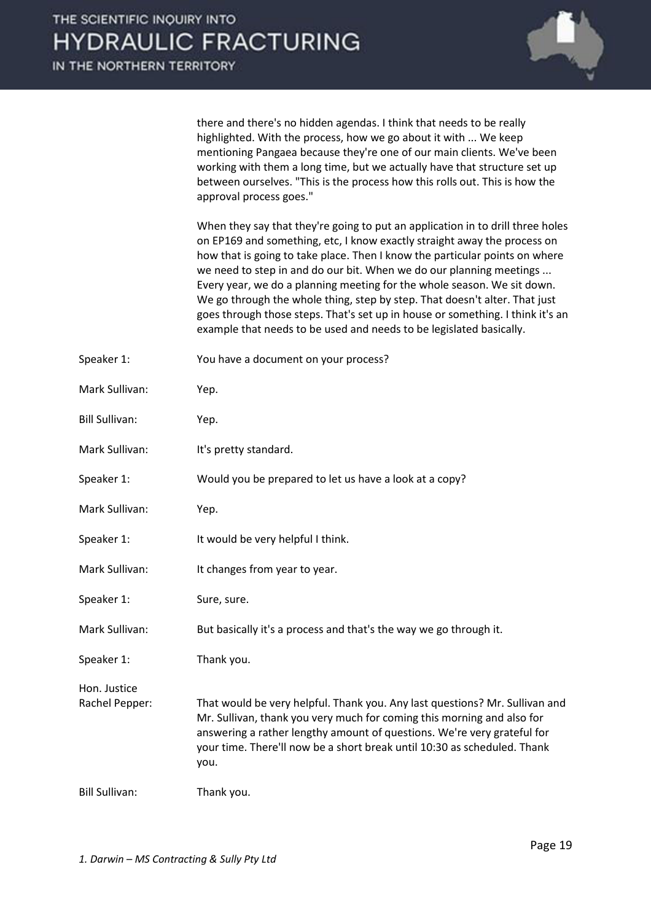there and there's no hidden agendas. I think that needs to be really highlighted. With the process, how we go about it with ... We keep mentioning Pangaea because they're one of our main clients. We've been working with them a long time, but we actually have that structure set up between ourselves. "This is the process how this rolls out. This is how the approval process goes."

When they say that they're going to put an application in to drill three holes on EP169 and something, etc, I know exactly straight away the process on how that is going to take place. Then I know the particular points on where we need to step in and do our bit. When we do our planning meetings ... Every year, we do a planning meeting for the whole season. We sit down. We go through the whole thing, step by step. That doesn't alter. That just goes through those steps. That's set up in house or something. I think it's an example that needs to be used and needs to be legislated basically.

Speaker 1: You have a document on your process?

Mark Sullivan: Yep.

Bill Sullivan: Yep.

Mark Sullivan: It's pretty standard.

Speaker 1: Would you be prepared to let us have a look at a copy?

Mark Sullivan: Yep.

Speaker 1: It would be very helpful I think.

Mark Sullivan: It changes from year to year.

Speaker 1: Sure, sure.

Mark Sullivan: But basically it's a process and that's the way we go through it.

Speaker 1: Thank you.

Hon. Justice Rachel Pepper: That would be very helpful. Thank you. Any last questions? Mr. Sullivan and Mr. Sullivan, thank you very much for coming this morning and also for answering a rather lengthy amount of questions. We're very grateful for your time. There'll now be a short break until 10:30 as scheduled. Thank you.

Bill Sullivan: Thank you.